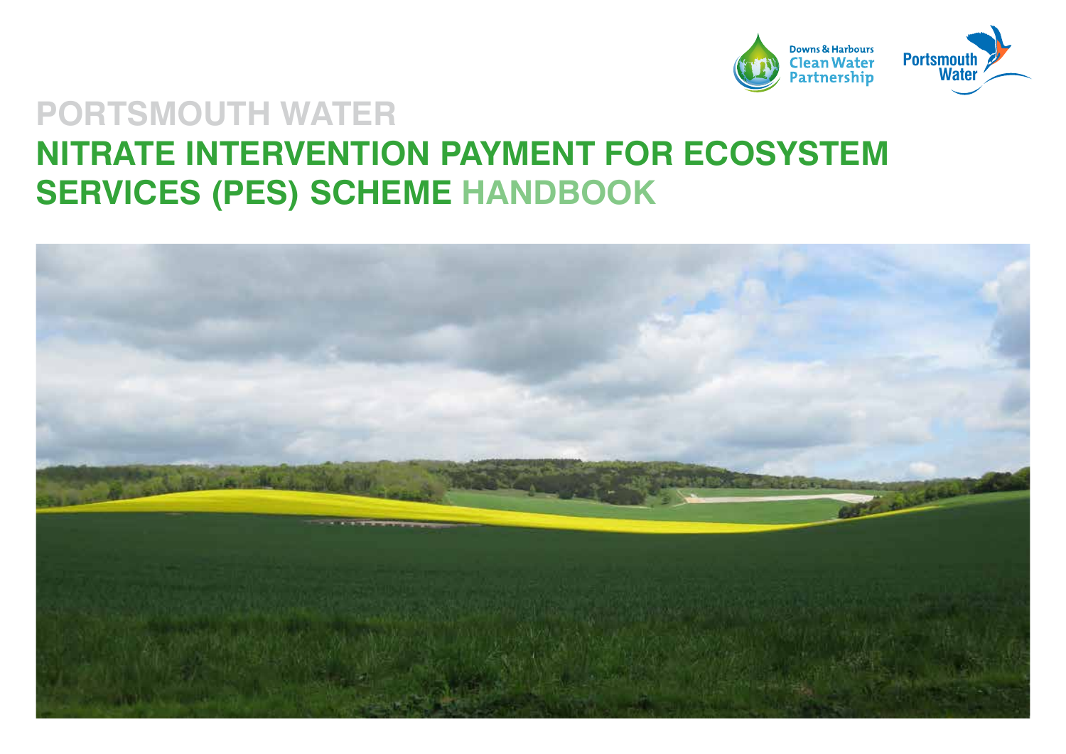# PORTSMOUTH WATER

# NITRATE INTERVENTION PAYMENT FOR ECOSYSTEM SERVICES (PES) SCHEME HANDBOOK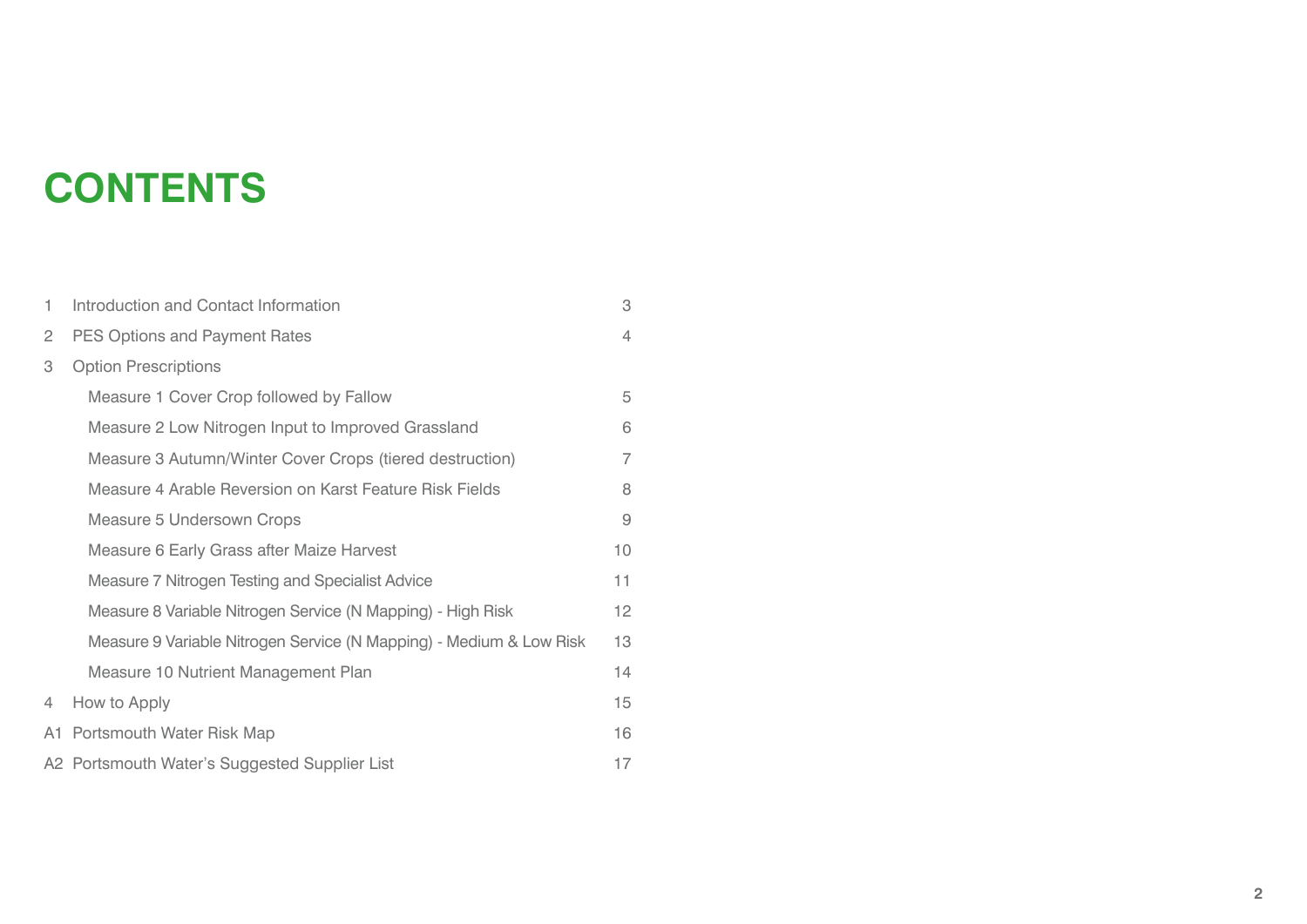# CONTENTS

| | | |
|---|---|---|
| 1 | Introduction and Contact Information | 3 |
| 2 | PES Options and Payment Rates | 4 |
| 3 | Option Prescriptions | |
| | Measure 1 Cover Crop followed by Fallow | 5 |
| | Measure 2 Low Nitrogen Input to Improved Grassland | 6 |
| | Measure 3 Autumn/Winter Cover Crops (tiered destruction) | 7 |
| | Measure 4 Arable Reversion on Karst Feature Risk Fields | 8 |
| | Measure 5 Undersown Crops | 9 |
| | Measure 6 Early Grass after Maize Harvest | 10 |
| | Measure 7 Nitrogen Testing and Specialist Advice | 11 |
| | Measure 8 Variable Nitrogen Service (N Mapping) - High Risk | 12 |
| | Measure 9 Variable Nitrogen Service (N Mapping) - Medium & Low Risk | 13 |
| | Measure 10 Nutrient Management Plan | 14 |
| 4 | How to Apply | 15 |
| A1 | Portsmouth Water Risk Map | 16 |
| A2 | Portsmouth Water's Suggested Supplier List | 17 |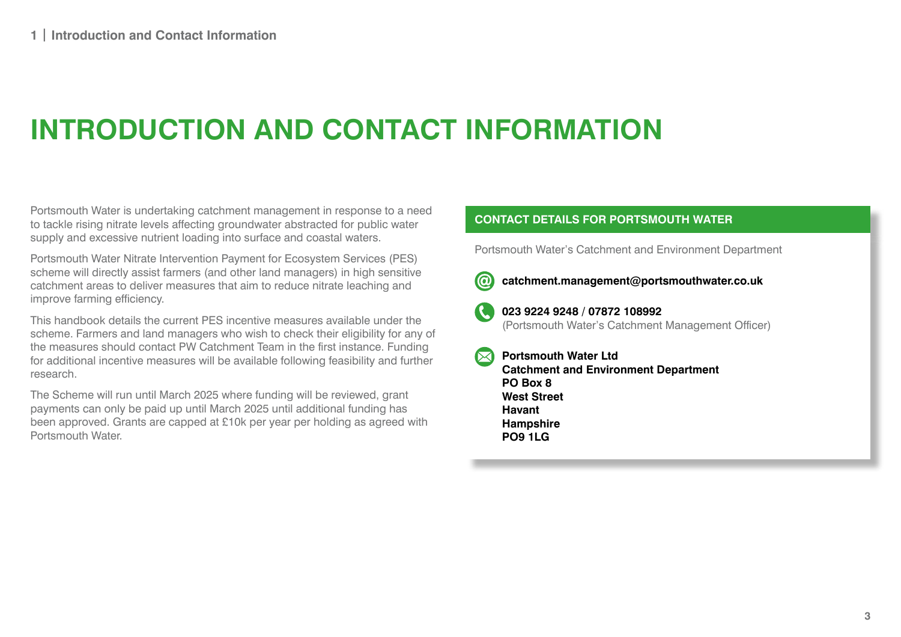# INTRODUCTION AND CONTACT INFORMATION

Portsmouth Water is undertaking catchment management in response to a need to tackle rising nitrate levels affecting groundwater abstracted for public water supply and excessive nutrient loading into surface and coastal waters.

Portsmouth Water Nitrate Intervention Payment for Ecosystem Services (PES) scheme will directly assist farmers (and other land managers) in high sensitive catchment areas to deliver measures that aim to reduce nitrate leaching and improve farming efficiency.

This handbook details the current PES incentive measures available under the scheme. Farmers and land managers who wish to check their eligibility for any of the measures should contact PW Catchment Team in the first instance. Funding for additional incentive measures will be available following feasibility and further research.

The Scheme will run until March 2025 where funding will be reviewed, grant payments can only be paid up until March 2025 until additional funding has been approved. Grants are capped at £10k per year per holding as agreed with Portsmouth Water.

## CONTACT DETAILS FOR PORTSMOUTH WATER

Portsmouth Water's Catchment and Environment Department

**catchment.management@portsmouthwater.co.uk**

**023 9224 9248** / **07872 108992**
(Portsmouth Water's Catchment Management Officer)

**Portsmouth Water Ltd**
**Catchment and Environment Department**
**PO Box 8**
**West Street**
**Havant**
**Hampshire**
**PO9 1LG**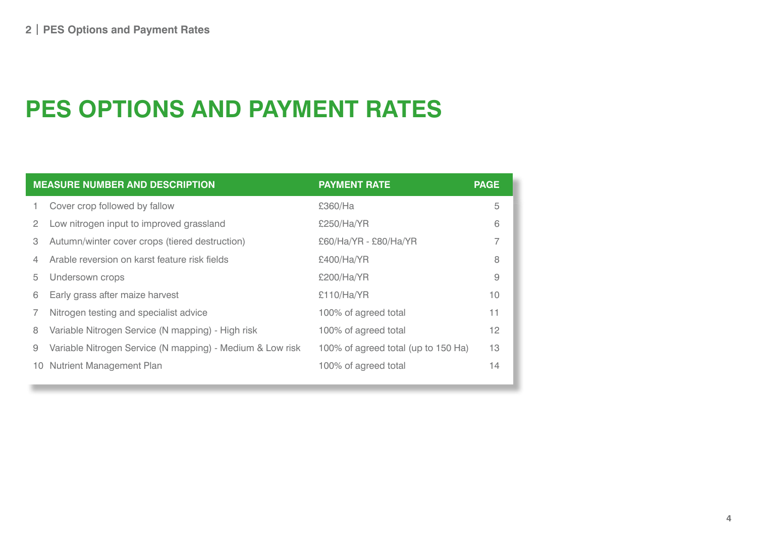# PES OPTIONS AND PAYMENT RATES

| MEASURE NUMBER AND DESCRIPTION | | PAYMENT RATE | PAGE |
|---|---|---|---|
| 1 | Cover crop followed by fallow | £360/Ha | 5 |
| 2 | Low nitrogen input to improved grassland | £250/Ha/YR | 6 |
| 3 | Autumn/winter cover crops (tiered destruction) | £60/Ha/YR - £80/Ha/YR | 7 |
| 4 | Arable reversion on karst feature risk fields | £400/Ha/YR | 8 |
| 5 | Undersown crops | £200/Ha/YR | 9 |
| 6 | Early grass after maize harvest | £110/Ha/YR | 10 |
| 7 | Nitrogen testing and specialist advice | 100% of agreed total | 11 |
| 8 | Variable Nitrogen Service (N mapping) - High risk | 100% of agreed total | 12 |
| 9 | Variable Nitrogen Service (N mapping) - Medium & Low risk | 100% of agreed total (up to 150 Ha) | 13 |
| 10 | Nutrient Management Plan | 100% of agreed total | 14 |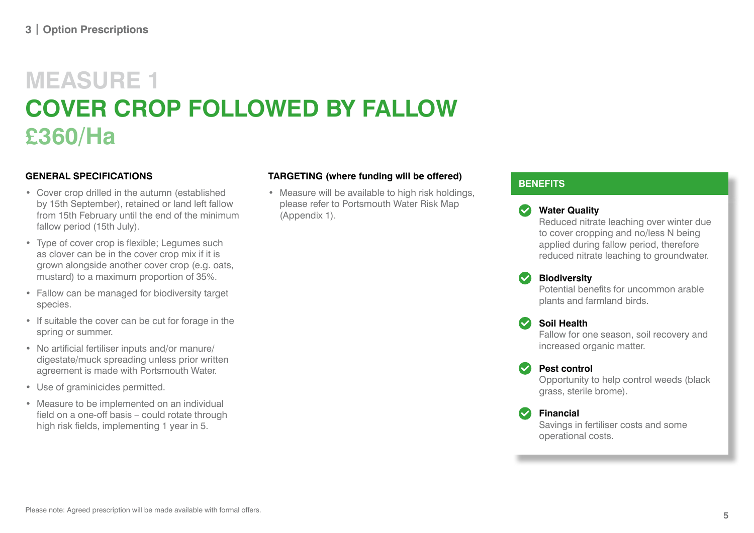# MEASURE 1
# COVER CROP FOLLOWED BY FALLOW
## £360/Ha

### GENERAL SPECIFICATIONS

- Cover crop drilled in the autumn (established by 15th September), retained or land left fallow from 15th February until the end of the minimum fallow period (15th July).
- Type of cover crop is flexible; Legumes such as clover can be in the cover crop mix if it is grown alongside another cover crop (e.g. oats, mustard) to a maximum proportion of 35%.
- Fallow can be managed for biodiversity target species.
- If suitable the cover can be cut for forage in the spring or summer.
- No artificial fertiliser inputs and/or manure/ digestate/muck spreading unless prior written agreement is made with Portsmouth Water.
- Use of graminicides permitted.
- Measure to be implemented on an individual field on a one-off basis – could rotate through high risk fields, implementing 1 year in 5.

### TARGETING (where funding will be offered)

- Measure will be available to high risk holdings, please refer to Portsmouth Water Risk Map (Appendix 1).

### BENEFITS

**Water Quality**
Reduced nitrate leaching over winter due to cover cropping and no/less N being applied during fallow period, therefore reduced nitrate leaching to groundwater.

**Biodiversity**
Potential benefits for uncommon arable plants and farmland birds.

**Soil Health**
Fallow for one season, soil recovery and increased organic matter.

**Pest control**
Opportunity to help control weeds (black grass, sterile brome).

**Financial**
Savings in fertiliser costs and some operational costs.

Please note: Agreed prescription will be made available with formal offers.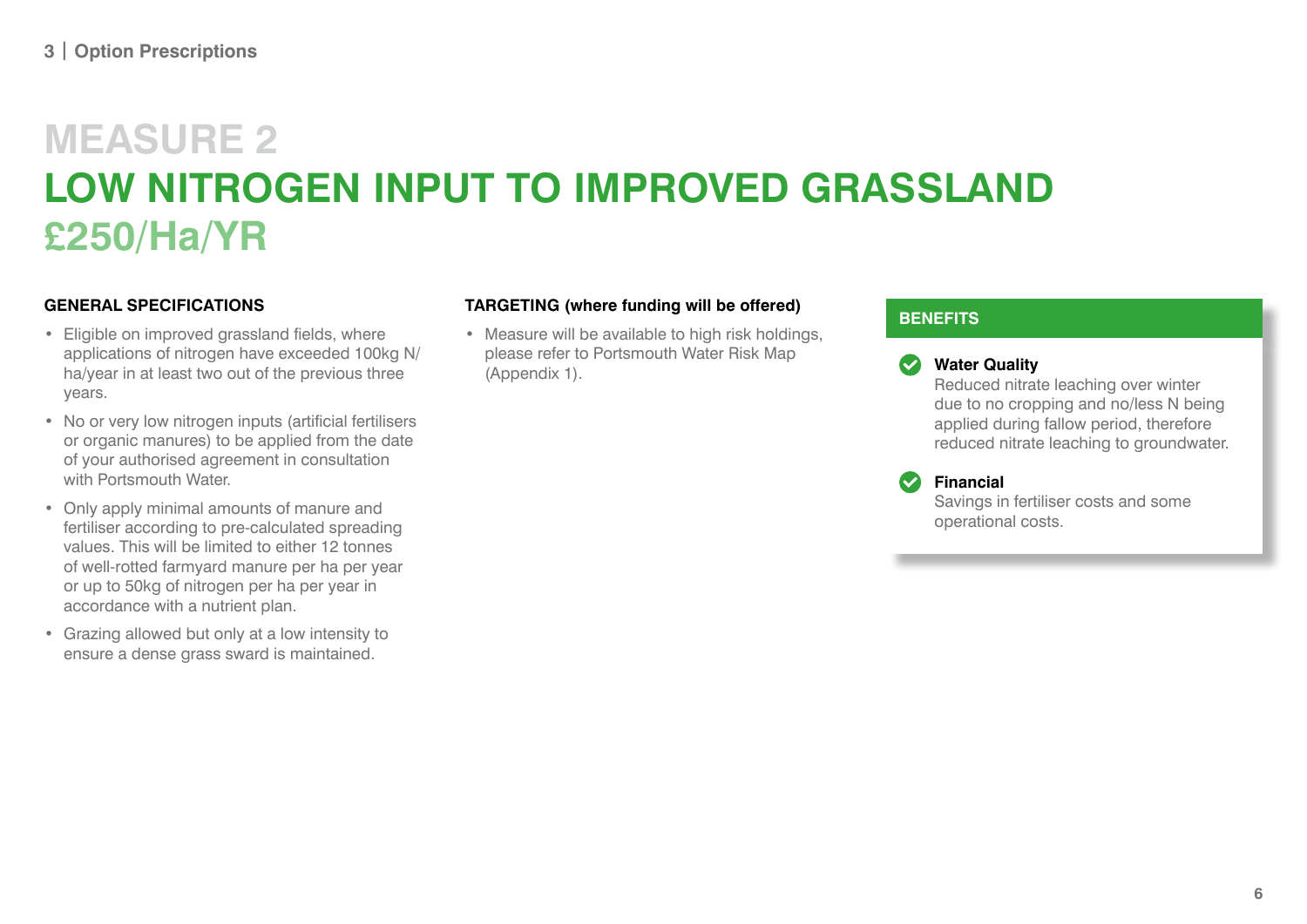# MEASURE 2

# LOW NITROGEN INPUT TO IMPROVED GRASSLAND

## £250/Ha/YR

### GENERAL SPECIFICATIONS

- Eligible on improved grassland fields, where applications of nitrogen have exceeded 100kg N/ha/year in at least two out of the previous three years.
- No or very low nitrogen inputs (artificial fertilisers or organic manures) to be applied from the date of your authorised agreement in consultation with Portsmouth Water.
- Only apply minimal amounts of manure and fertiliser according to pre-calculated spreading values. This will be limited to either 12 tonnes of well-rotted farmyard manure per ha per year or up to 50kg of nitrogen per ha per year in accordance with a nutrient plan.
- Grazing allowed but only at a low intensity to ensure a dense grass sward is maintained.

### TARGETING (where funding will be offered)

- Measure will be available to high risk holdings, please refer to Portsmouth Water Risk Map (Appendix 1).

### BENEFITS

**Water Quality**
Reduced nitrate leaching over winter due to no cropping and no/less N being applied during fallow period, therefore reduced nitrate leaching to groundwater.

**Financial**
Savings in fertiliser costs and some operational costs.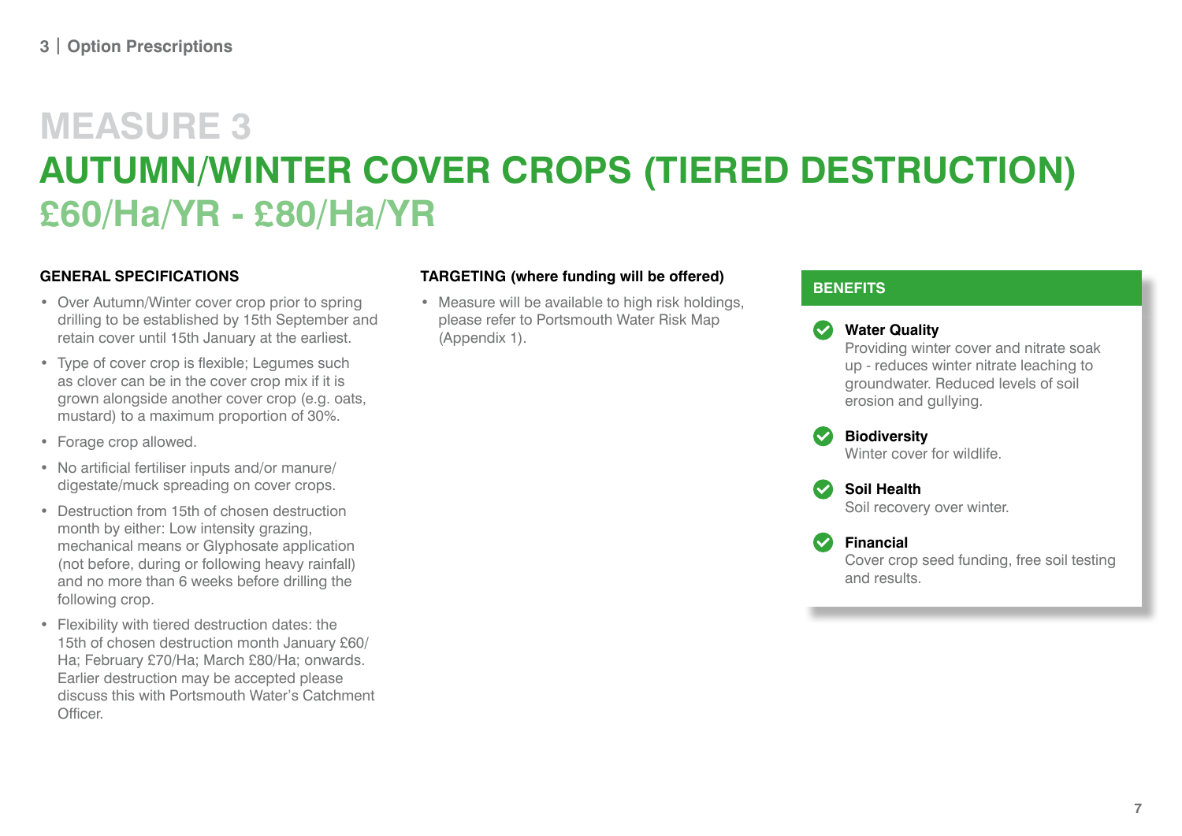# MEASURE 3

# AUTUMN/WINTER COVER CROPS (TIERED DESTRUCTION)

## £60/Ha/YR - £80/Ha/YR

### GENERAL SPECIFICATIONS

- Over Autumn/Winter cover crop prior to spring drilling to be established by 15th September and retain cover until 15th January at the earliest.
- Type of cover crop is flexible; Legumes such as clover can be in the cover crop mix if it is grown alongside another cover crop (e.g. oats, mustard) to a maximum proportion of 30%.
- Forage crop allowed.
- No artificial fertiliser inputs and/or manure/digestate/muck spreading on cover crops.
- Destruction from 15th of chosen destruction month by either: Low intensity grazing, mechanical means or Glyphosate application (not before, during or following heavy rainfall) and no more than 6 weeks before drilling the following crop.
- Flexibility with tiered destruction dates: the 15th of chosen destruction month January £60/Ha; February £70/Ha; March £80/Ha; onwards. Earlier destruction may be accepted please discuss this with Portsmouth Water's Catchment Officer.

### TARGETING (where funding will be offered)

- Measure will be available to high risk holdings, please refer to Portsmouth Water Risk Map (Appendix 1).

### BENEFITS

**Water Quality**
Providing winter cover and nitrate soak up - reduces winter nitrate leaching to groundwater. Reduced levels of soil erosion and gullying.

**Biodiversity**
Winter cover for wildlife.

**Soil Health**
Soil recovery over winter.

**Financial**
Cover crop seed funding, free soil testing and results.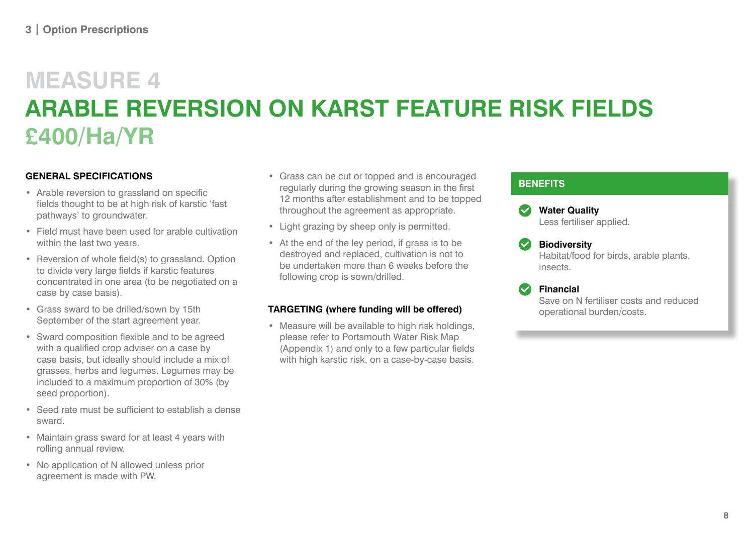# MEASURE 4

# ARABLE REVERSION ON KARST FEATURE RISK FIELDS

## £400/Ha/YR

### GENERAL SPECIFICATIONS

- Arable reversion to grassland on specific fields thought to be at high risk of karstic 'fast pathways' to groundwater.
- Field must have been used for arable cultivation within the last two years.
- Reversion of whole field(s) to grassland. Option to divide very large fields if karstic features concentrated in one area (to be negotiated on a case by case basis).
- Grass sward to be drilled/sown by 15th September of the start agreement year.
- Sward composition flexible and to be agreed with a qualified crop adviser on a case by case basis, but ideally should include a mix of grasses, herbs and legumes. Legumes may be included to a maximum proportion of 30% (by seed proportion).
- Seed rate must be sufficient to establish a dense sward.
- Maintain grass sward for at least 4 years with rolling annual review.
- No application of N allowed unless prior agreement is made with PW.
- Grass can be cut or topped and is encouraged regularly during the growing season in the first 12 months after establishment and to be topped throughout the agreement as appropriate.
- Light grazing by sheep only is permitted.
- At the end of the ley period, if grass is to be destroyed and replaced, cultivation is not to be undertaken more than 6 weeks before the following crop is sown/drilled.

### TARGETING (where funding will be offered)

- Measure will be available to high risk holdings, please refer to Portsmouth Water Risk Map (Appendix 1) and only to a few particular fields with high karstic risk, on a case-by-case basis.

### BENEFITS

**Water Quality**
Less fertiliser applied.

**Biodiversity**
Habitat/food for birds, arable plants, insects.

**Financial**
Save on N fertiliser costs and reduced operational burden/costs.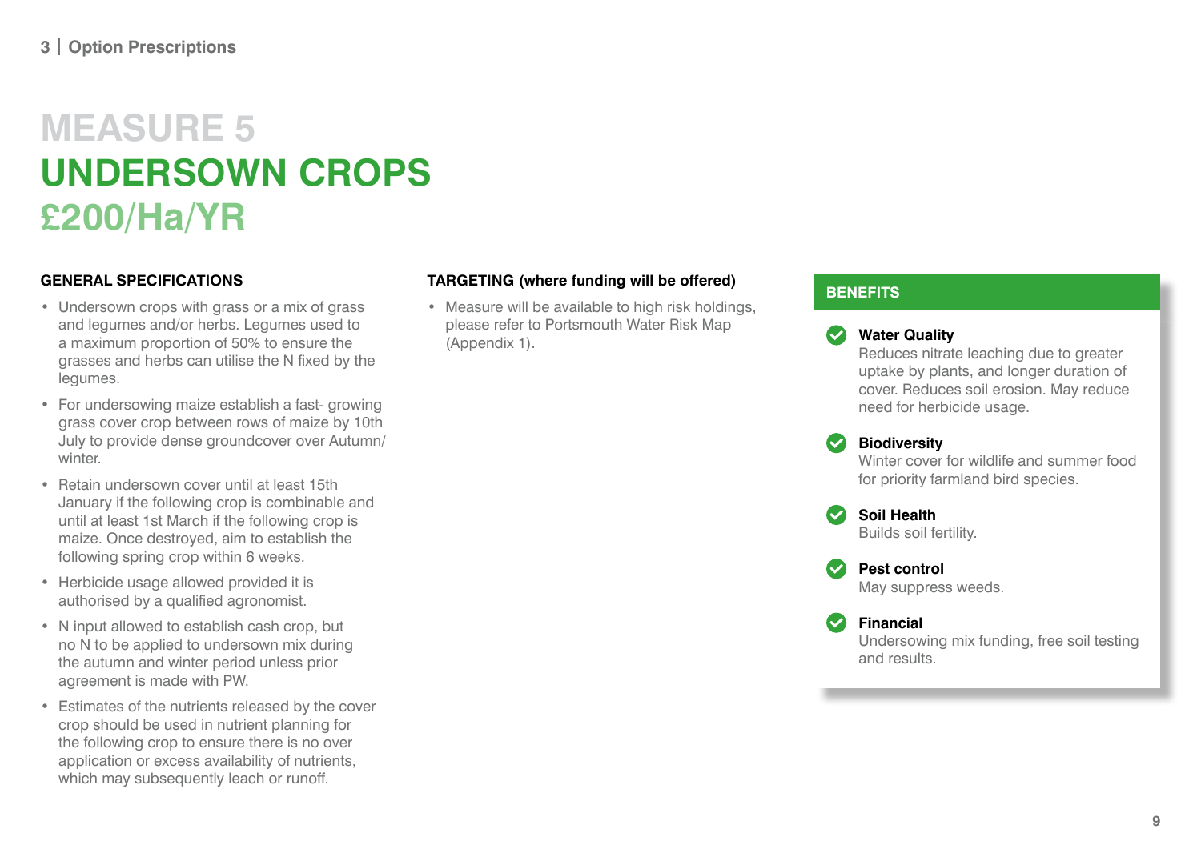# MEASURE 5
# UNDERSOWN CROPS
# £200/Ha/YR

### GENERAL SPECIFICATIONS

- Undersown crops with grass or a mix of grass and legumes and/or herbs. Legumes used to a maximum proportion of 50% to ensure the grasses and herbs can utilise the N fixed by the legumes.
- For undersowing maize establish a fast- growing grass cover crop between rows of maize by 10th July to provide dense groundcover over Autumn/winter.
- Retain undersown cover until at least 15th January if the following crop is combinable and until at least 1st March if the following crop is maize. Once destroyed, aim to establish the following spring crop within 6 weeks.
- Herbicide usage allowed provided it is authorised by a qualified agronomist.
- N input allowed to establish cash crop, but no N to be applied to undersown mix during the autumn and winter period unless prior agreement is made with PW.
- Estimates of the nutrients released by the cover crop should be used in nutrient planning for the following crop to ensure there is no over application or excess availability of nutrients, which may subsequently leach or runoff.

### TARGETING (where funding will be offered)

- Measure will be available to high risk holdings, please refer to Portsmouth Water Risk Map (Appendix 1).

### BENEFITS

**Water Quality**
Reduces nitrate leaching due to greater uptake by plants, and longer duration of cover. Reduces soil erosion. May reduce need for herbicide usage.

**Biodiversity**
Winter cover for wildlife and summer food for priority farmland bird species.

**Soil Health**
Builds soil fertility.

**Pest control**
May suppress weeds.

**Financial**
Undersowing mix funding, free soil testing and results.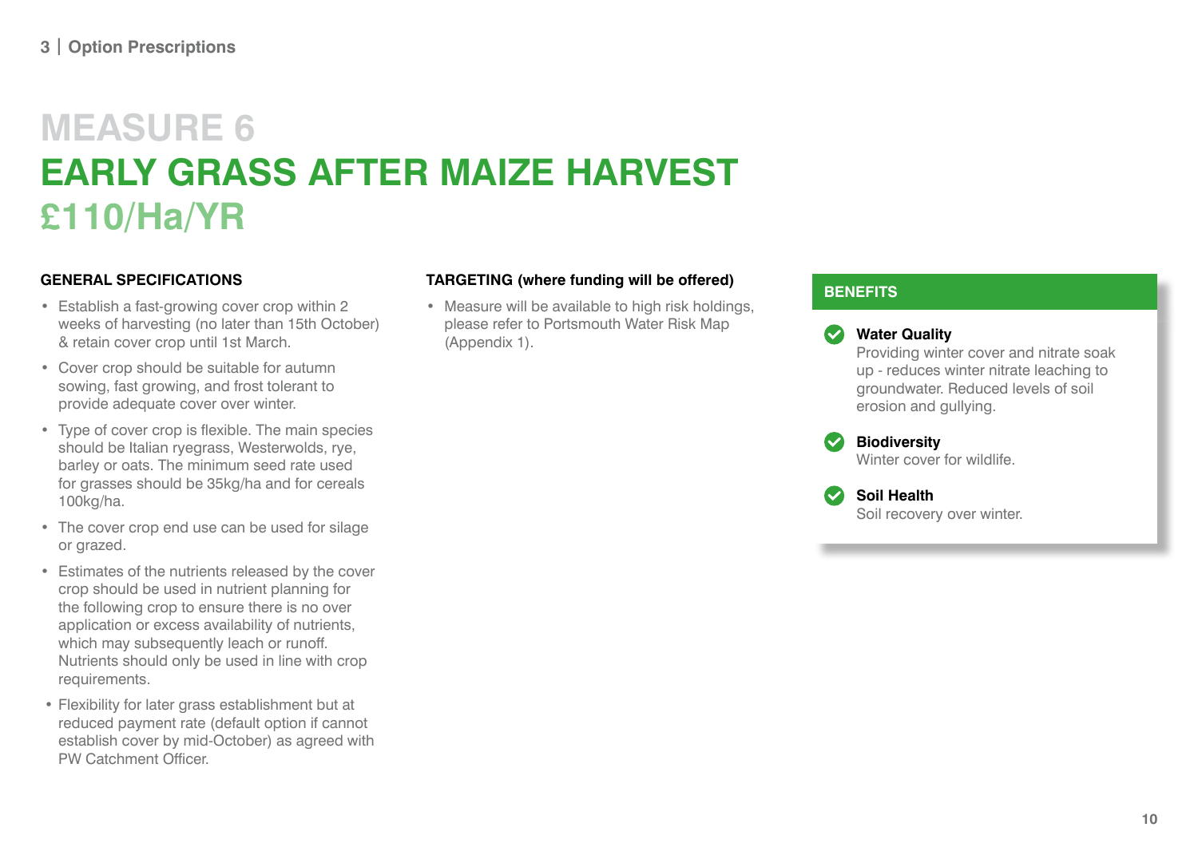# MEASURE 6
# EARLY GRASS AFTER MAIZE HARVEST
## £110/Ha/YR

### GENERAL SPECIFICATIONS

- Establish a fast-growing cover crop within 2 weeks of harvesting (no later than 15th October) & retain cover crop until 1st March.
- Cover crop should be suitable for autumn sowing, fast growing, and frost tolerant to provide adequate cover over winter.
- Type of cover crop is flexible. The main species should be Italian ryegrass, Westerwolds, rye, barley or oats. The minimum seed rate used for grasses should be 35kg/ha and for cereals 100kg/ha.
- The cover crop end use can be used for silage or grazed.
- Estimates of the nutrients released by the cover crop should be used in nutrient planning for the following crop to ensure there is no over application or excess availability of nutrients, which may subsequently leach or runoff. Nutrients should only be used in line with crop requirements.
- Flexibility for later grass establishment but at reduced payment rate (default option if cannot establish cover by mid-October) as agreed with PW Catchment Officer.

### TARGETING (where funding will be offered)

- Measure will be available to high risk holdings, please refer to Portsmouth Water Risk Map (Appendix 1).

### BENEFITS

**Water Quality**
Providing winter cover and nitrate soak up - reduces winter nitrate leaching to groundwater. Reduced levels of soil erosion and gullying.

**Biodiversity**
Winter cover for wildlife.

**Soil Health**
Soil recovery over winter.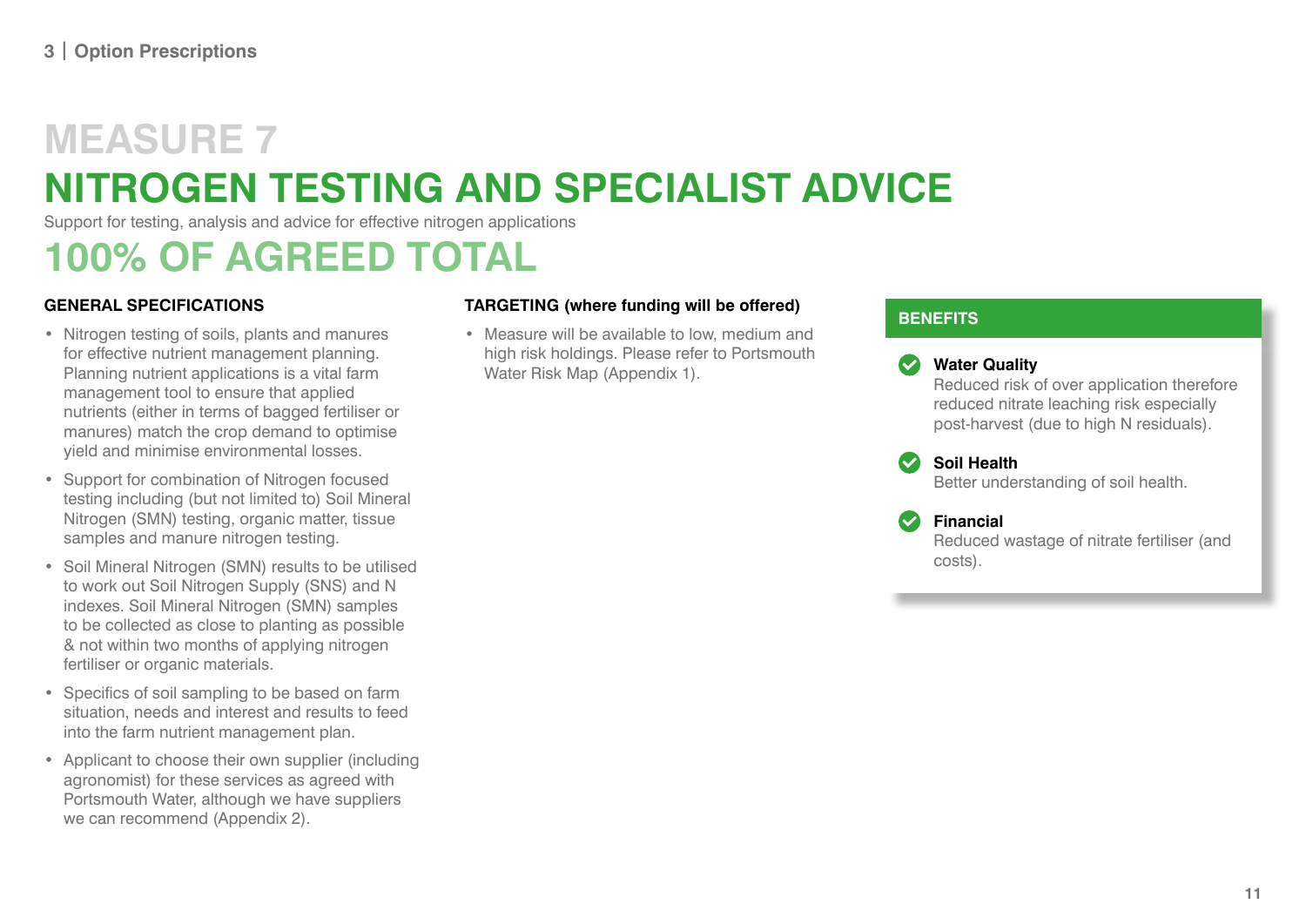# MEASURE 7

# NITROGEN TESTING AND SPECIALIST ADVICE

Support for testing, analysis and advice for effective nitrogen applications

## 100% OF AGREED TOTAL

### GENERAL SPECIFICATIONS

- Nitrogen testing of soils, plants and manures for effective nutrient management planning. Planning nutrient applications is a vital farm management tool to ensure that applied nutrients (either in terms of bagged fertiliser or manures) match the crop demand to optimise yield and minimise environmental losses.
- Support for combination of Nitrogen focused testing including (but not limited to) Soil Mineral Nitrogen (SMN) testing, organic matter, tissue samples and manure nitrogen testing.
- Soil Mineral Nitrogen (SMN) results to be utilised to work out Soil Nitrogen Supply (SNS) and N indexes. Soil Mineral Nitrogen (SMN) samples to be collected as close to planting as possible & not within two months of applying nitrogen fertiliser or organic materials.
- Specifics of soil sampling to be based on farm situation, needs and interest and results to feed into the farm nutrient management plan.
- Applicant to choose their own supplier (including agronomist) for these services as agreed with Portsmouth Water, although we have suppliers we can recommend (Appendix 2).

### TARGETING (where funding will be offered)

- Measure will be available to low, medium and high risk holdings. Please refer to Portsmouth Water Risk Map (Appendix 1).

### BENEFITS

**Water Quality**
Reduced risk of over application therefore reduced nitrate leaching risk especially post-harvest (due to high N residuals).

**Soil Health**
Better understanding of soil health.

**Financial**
Reduced wastage of nitrate fertiliser (and costs).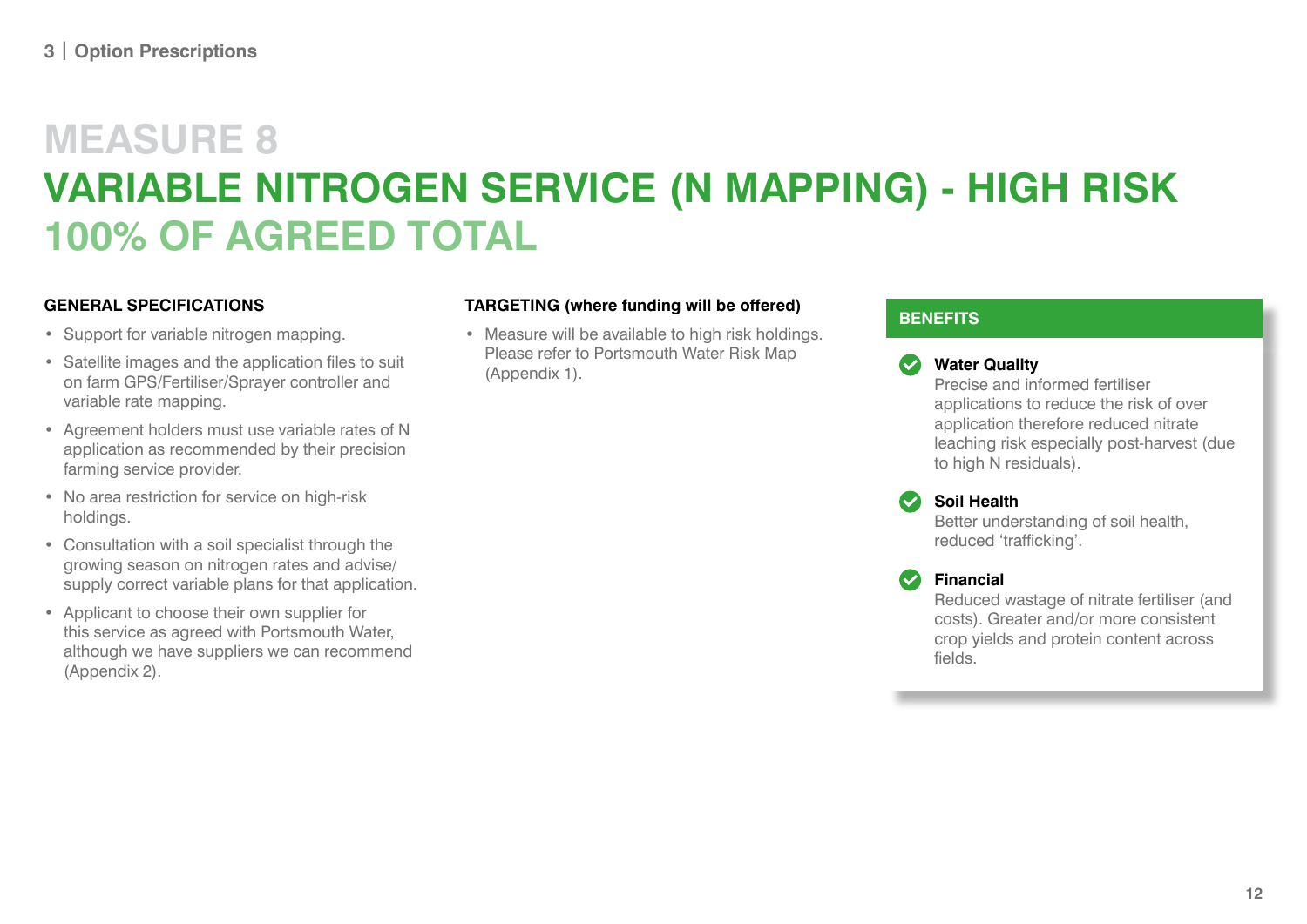# MEASURE 8

# VARIABLE NITROGEN SERVICE (N MAPPING) - HIGH RISK

## 100% OF AGREED TOTAL

### GENERAL SPECIFICATIONS

- Support for variable nitrogen mapping.
- Satellite images and the application files to suit on farm GPS/Fertiliser/Sprayer controller and variable rate mapping.
- Agreement holders must use variable rates of N application as recommended by their precision farming service provider.
- No area restriction for service on high-risk holdings.
- Consultation with a soil specialist through the growing season on nitrogen rates and advise/supply correct variable plans for that application.
- Applicant to choose their own supplier for this service as agreed with Portsmouth Water, although we have suppliers we can recommend (Appendix 2).

### TARGETING (where funding will be offered)

- Measure will be available to high risk holdings. Please refer to Portsmouth Water Risk Map (Appendix 1).

### BENEFITS

**Water Quality**
Precise and informed fertiliser applications to reduce the risk of over application therefore reduced nitrate leaching risk especially post-harvest (due to high N residuals).

**Soil Health**
Better understanding of soil health, reduced 'trafficking'.

**Financial**
Reduced wastage of nitrate fertiliser (and costs). Greater and/or more consistent crop yields and protein content across fields.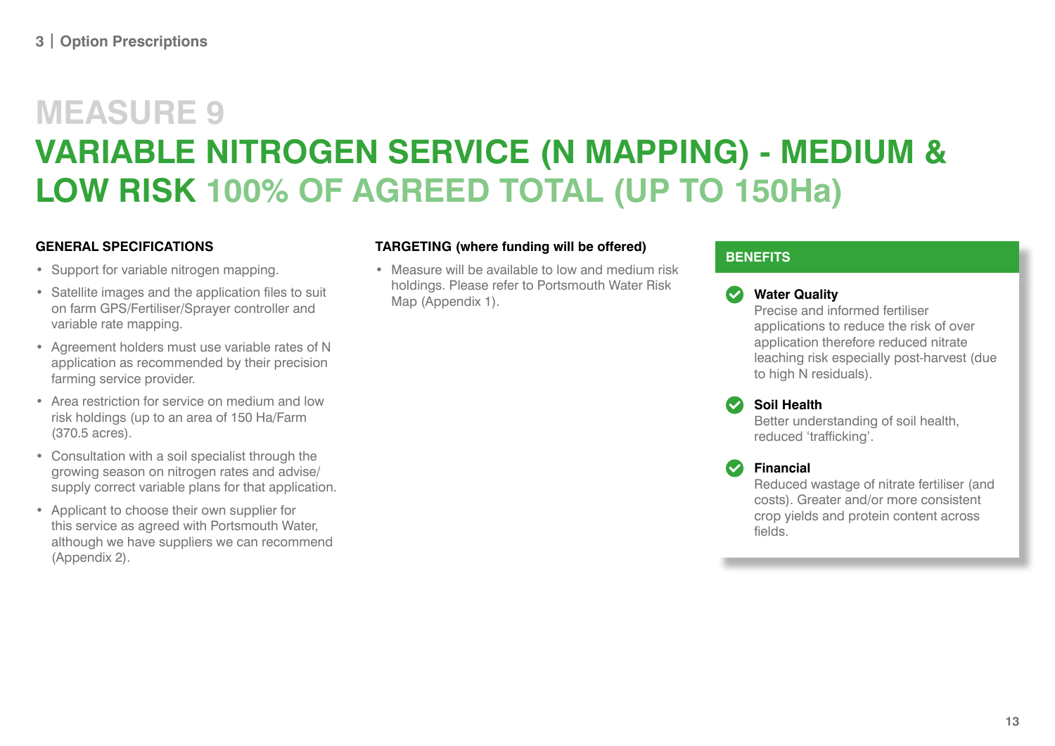# MEASURE 9

## VARIABLE NITROGEN SERVICE (N MAPPING) - MEDIUM & LOW RISK 100% OF AGREED TOTAL (UP TO 150Ha)

### GENERAL SPECIFICATIONS

- Support for variable nitrogen mapping.
- Satellite images and the application files to suit on farm GPS/Fertiliser/Sprayer controller and variable rate mapping.
- Agreement holders must use variable rates of N application as recommended by their precision farming service provider.
- Area restriction for service on medium and low risk holdings (up to an area of 150 Ha/Farm (370.5 acres).
- Consultation with a soil specialist through the growing season on nitrogen rates and advise/ supply correct variable plans for that application.
- Applicant to choose their own supplier for this service as agreed with Portsmouth Water, although we have suppliers we can recommend (Appendix 2).

### TARGETING (where funding will be offered)

- Measure will be available to low and medium risk holdings. Please refer to Portsmouth Water Risk Map (Appendix 1).

### BENEFITS

**Water Quality**
Precise and informed fertiliser applications to reduce the risk of over application therefore reduced nitrate leaching risk especially post-harvest (due to high N residuals).

**Soil Health**
Better understanding of soil health, reduced 'trafficking'.

**Financial**
Reduced wastage of nitrate fertiliser (and costs). Greater and/or more consistent crop yields and protein content across fields.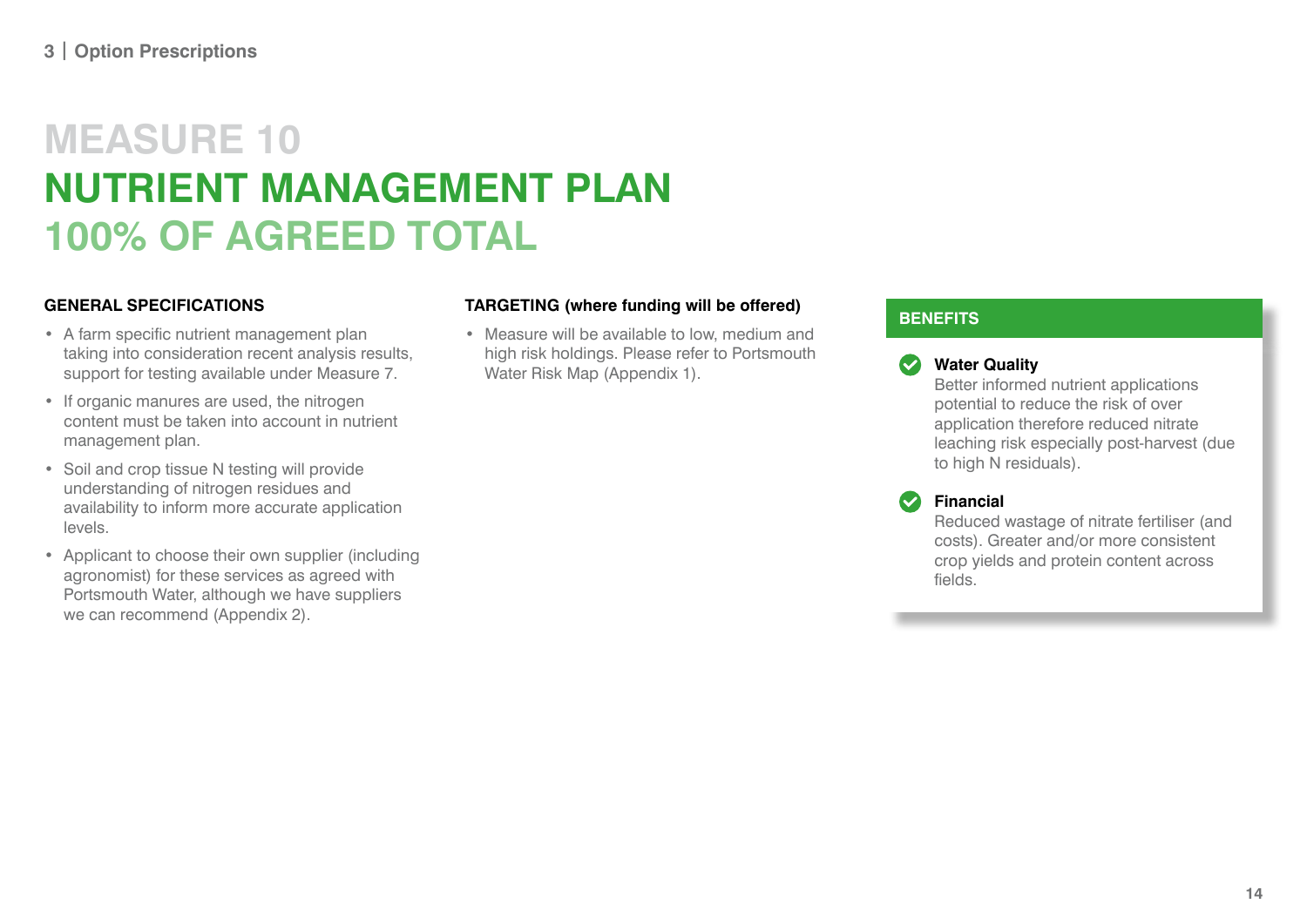# MEASURE 10
# NUTRIENT MANAGEMENT PLAN
## 100% OF AGREED TOTAL

### GENERAL SPECIFICATIONS

- A farm specific nutrient management plan taking into consideration recent analysis results, support for testing available under Measure 7.
- If organic manures are used, the nitrogen content must be taken into account in nutrient management plan.
- Soil and crop tissue N testing will provide understanding of nitrogen residues and availability to inform more accurate application levels.
- Applicant to choose their own supplier (including agronomist) for these services as agreed with Portsmouth Water, although we have suppliers we can recommend (Appendix 2).

### TARGETING (where funding will be offered)

- Measure will be available to low, medium and high risk holdings. Please refer to Portsmouth Water Risk Map (Appendix 1).

### BENEFITS

**Water Quality**
Better informed nutrient applications potential to reduce the risk of over application therefore reduced nitrate leaching risk especially post-harvest (due to high N residuals).

**Financial**
Reduced wastage of nitrate fertiliser (and costs). Greater and/or more consistent crop yields and protein content across fields.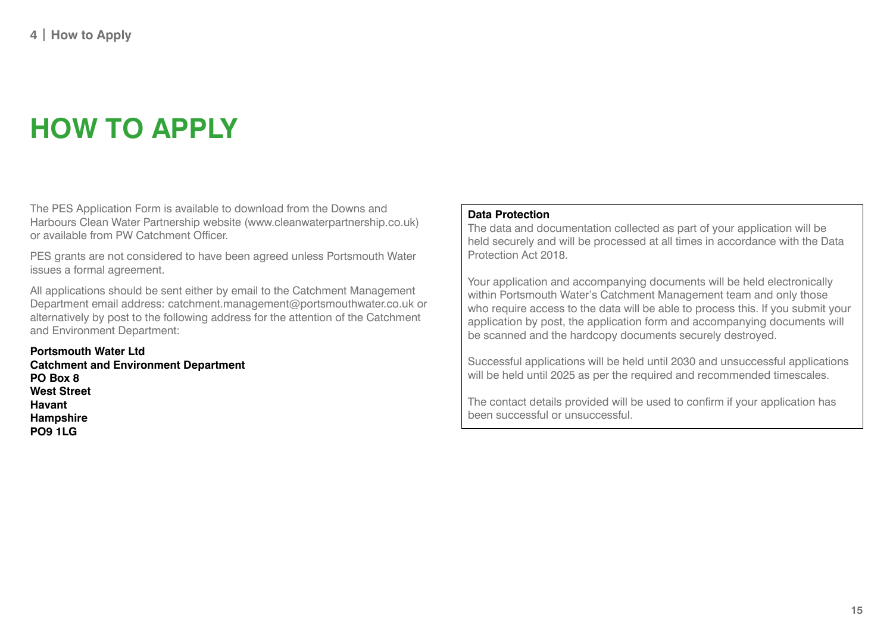# HOW TO APPLY

The PES Application Form is available to download from the Downs and Harbours Clean Water Partnership website (www.cleanwaterpartnership.co.uk) or available from PW Catchment Officer.

PES grants are not considered to have been agreed unless Portsmouth Water issues a formal agreement.

All applications should be sent either by email to the Catchment Management Department email address: catchment.management@portsmouthwater.co.uk or alternatively by post to the following address for the attention of the Catchment and Environment Department:

**Portsmouth Water Ltd**
**Catchment and Environment Department**
**PO Box 8**
**West Street**
**Havant**
**Hampshire**
**PO9 1LG**

**Data Protection**

The data and documentation collected as part of your application will be held securely and will be processed at all times in accordance with the Data Protection Act 2018.

Your application and accompanying documents will be held electronically within Portsmouth Water's Catchment Management team and only those who require access to the data will be able to process this. If you submit your application by post, the application form and accompanying documents will be scanned and the hardcopy documents securely destroyed.

Successful applications will be held until 2030 and unsuccessful applications will be held until 2025 as per the required and recommended timescales.

The contact details provided will be used to confirm if your application has been successful or unsuccessful.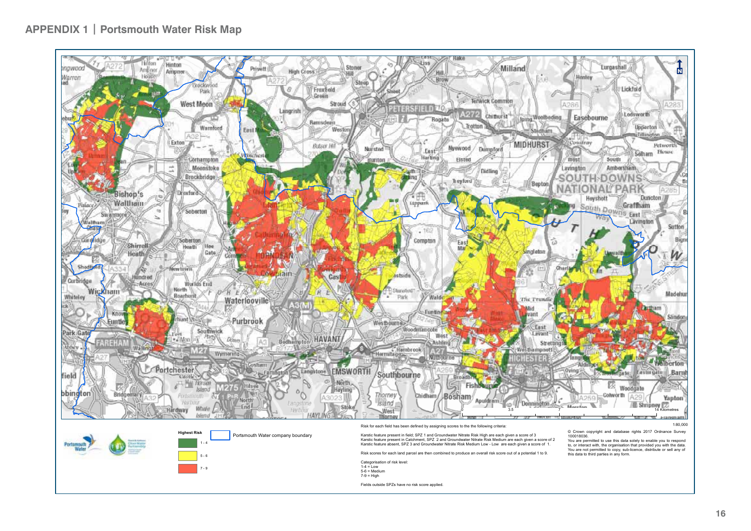## APPENDIX 1 | Portsmouth Water Risk Map

**Highest Risk**

- 1 - 4
- 5 - 6
- 7 - 9

Portsmouth Water company boundary

Risk for each field has been defined by assigning scores to the the following criteria:

Karstic feature present in field; SPZ 1 and Groundwater Nitrate Risk High are each given a score of 3
Karstic feature present in Catchment, SPZ 2 and Groundwater Nitrate Risk Medium are each given a score of 2
Karstic feature absent, SPZ 3 and Groundwater Nitrate Risk Medium Low - Low are each given a score of 1.

Risk scores for each land parcel are then combined to produce an overall risk score out of a potential 1 to 9.

Categorisation of risk level:
1-4 = Low
5-6 = Medium
7-9 = High

Fields outside SPZs have no risk score applied.

1:80,000

© Crown copyright and database rights 2017 Ordnance Survey 100018036.
You are permitted to use this data solely to enable you to respond to, or interact with, the organisation that provided you with the data. You are not permitted to copy, sub-licence, distribute or sell any of this data to third parties in any form.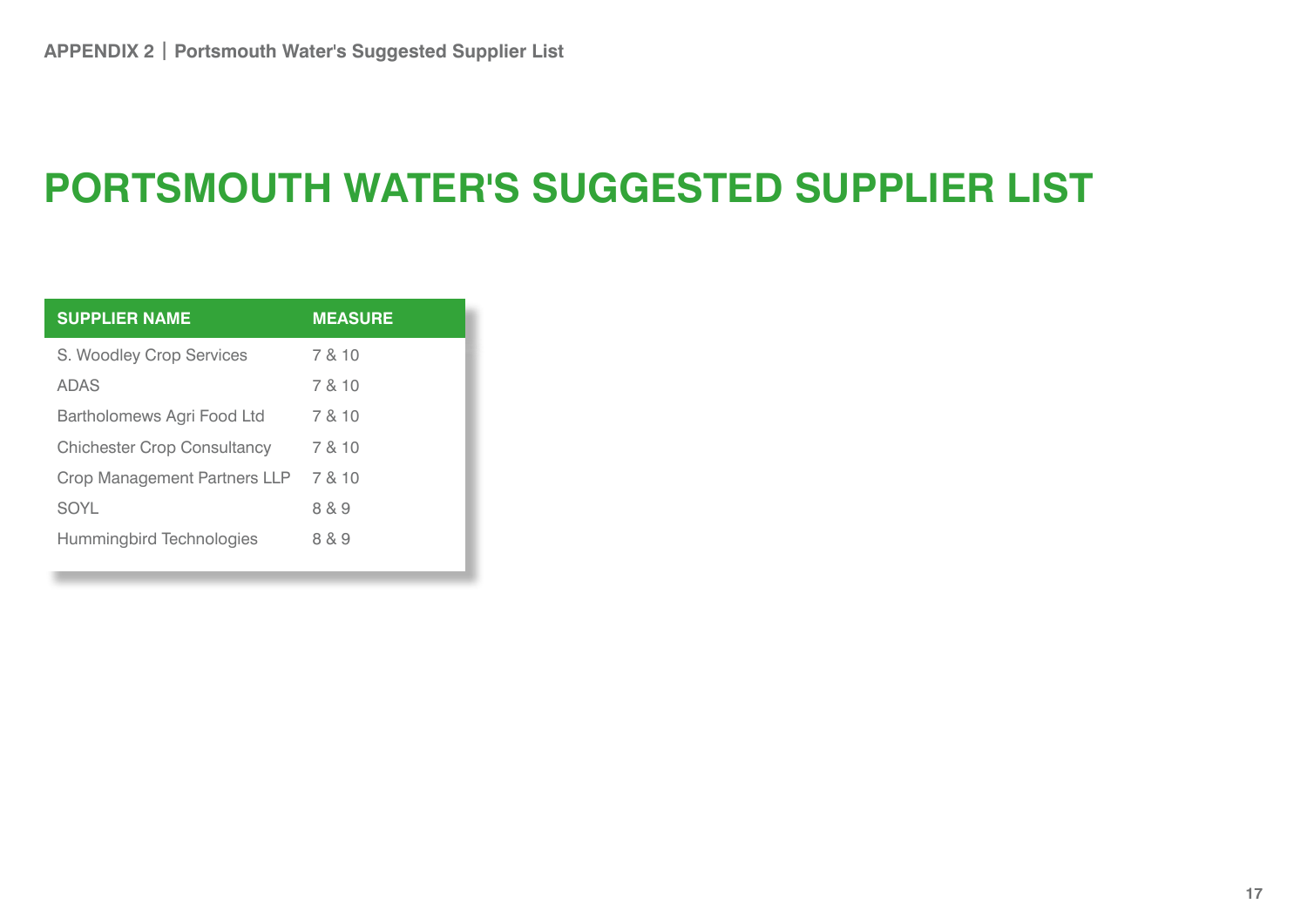# PORTSMOUTH WATER'S SUGGESTED SUPPLIER LIST

| SUPPLIER NAME | MEASURE |
| --- | --- |
| S. Woodley Crop Services | 7 & 10 |
| ADAS | 7 & 10 |
| Bartholomews Agri Food Ltd | 7 & 10 |
| Chichester Crop Consultancy | 7 & 10 |
| Crop Management Partners LLP | 7 & 10 |
| SOYL | 8 & 9 |
| Hummingbird Technologies | 8 & 9 |